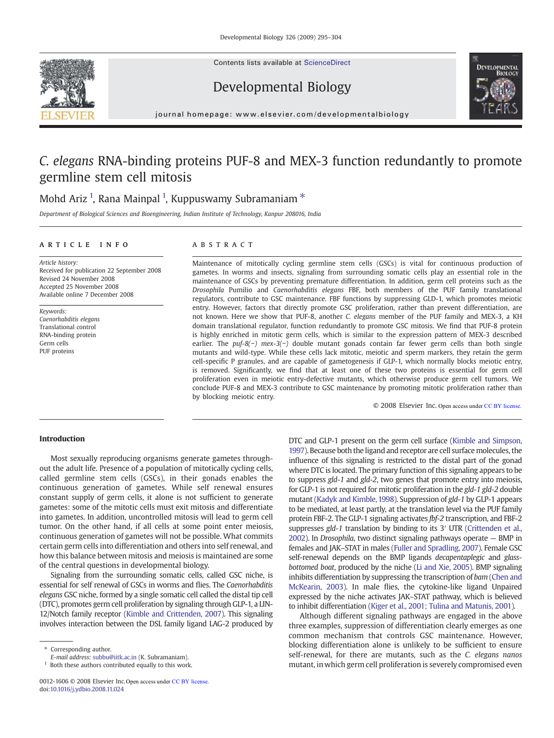# *C. elegans* RNA-binding proteins PUF-8 and MEX-3 function redundantly to promote germline stem cell mitosis

Mohd Ariz [1], Rana Mainpal [1], Kuppuswamy Subramaniam *

Department of Biological Sciences and Bioengineering, Indian Institute of Technology, Kanpur 208016, India

## ARTICLE INFO

*Article history:*
Received for publication 22 September 2008
Revised 24 November 2008
Accepted 25 November 2008
Available online 7 December 2008

*Keywords:*
*Caenorhabditis elegans*
Translational control
RNA-binding protein
Germ cells
PUF proteins

## ABSTRACT

Maintenance of mitotically cycling germline stem cells (GSCs) is vital for continuous production of gametes. In worms and insects, signaling from surrounding somatic cells play an essential role in the maintenance of GSCs by preventing premature differentiation. In addition, germ cell proteins such as the *Drosophila* Pumilio and *Caenorhabditis elegans* FBF, both members of the PUF family translational regulators, contribute to GSC maintenance. FBF functions by suppressing GLD-1, which promotes meiotic entry. However, factors that directly promote GSC proliferation, rather than prevent differentiation, are not known. Here we show that PUF-8, another *C. elegans* member of the PUF family and MEX-3, a KH domain translational regulator, function redundantly to promote GSC mitosis. We find that PUF-8 protein is highly enriched in mitotic germ cells, which is similar to the expression pattern of MEX-3 described earlier. The *puf-8(−) mex-3(−)* double mutant gonads contain far fewer germ cells than both single mutants and wild-type. While these cells lack mitotic, meiotic and sperm markers, they retain the germ cell-specific P granules, and are capable of gametogenesis if GLP-1, which normally blocks meiotic entry, is removed. Significantly, we find that at least one of these two proteins is essential for germ cell proliferation even in meiotic entry-defective mutants, which otherwise produce germ cell tumors. We conclude PUF-8 and MEX-3 contribute to GSC maintenance by promoting mitotic proliferation rather than by blocking meiotic entry.

© 2008 Elsevier Inc. Open access under CC BY license.

## Introduction

Most sexually reproducing organisms generate gametes throughout the adult life. Presence of a population of mitotically cycling cells, called germline stem cells (GSCs), in their gonads enables the continuous generation of gametes. While self renewal ensures constant supply of germ cells, it alone is not sufficient to generate gametes: some of the mitotic cells must exit mitosis and differentiate into gametes. In addition, uncontrolled mitosis will lead to germ cell tumor. On the other hand, if all cells at some point enter meiosis, continuous generation of gametes will not be possible. What commits certain germ cells into differentiation and others into self renewal, and how this balance between mitosis and meiosis is maintained are some of the central questions in developmental biology.

Signaling from the surrounding somatic cells, called GSC niche, is essential for self renewal of GSCs in worms and flies. The *Caenorhabditis elegans* GSC niche, formed by a single somatic cell called the distal tip cell (DTC), promotes germ cell proliferation by signaling through GLP-1, a LIN-12/Notch family receptor (Kimble and Crittenden, 2007). This signaling involves interaction between the DSL family ligand LAG-2 produced by DTC and GLP-1 present on the germ cell surface (Kimble and Simpson, 1997). Because both the ligand and receptor are cell surface molecules, the influence of this signaling is restricted to the distal part of the gonad where DTC is located. The primary function of this signaling appears to be to suppress *gld-1* and *gld-2*, two genes that promote entry into meiosis, for GLP-1 is not required for mitotic proliferation in the *gld-1 gld-2* double mutant (Kadyk and Kimble, 1998). Suppression of *gld-1* by GLP-1 appears to be mediated, at least partly, at the translation level via the PUF family protein FBF-2. The GLP-1 signaling activates *fbf-2* transcription, and FBF-2 suppresses *gld-1* translation by binding to its 3′ UTR (Crittenden et al., 2002). In *Drosophila*, two distinct signaling pathways operate — BMP in females and JAK–STAT in males (Fuller and Spradling, 2007). Female GSC self-renewal depends on the BMP ligands *decapentaplegic* and *glass-bottomed boat*, produced by the niche (Li and Xie, 2005). BMP signaling inhibits differentiation by suppressing the transcription of *bam* (Chen and McKearin, 2003). In male flies, the cytokine-like ligand Unpaired expressed by the niche activates JAK–STAT pathway, which is believed to inhibit differentiation (Kiger et al., 2001; Tulina and Matunis, 2001).

Although different signaling pathways are engaged in the above three examples, suppression of differentiation clearly emerges as one common mechanism that controls GSC maintenance. However, blocking differentiation alone is unlikely to be sufficient to ensure self-renewal, for there are mutants, such as the *C. elegans nanos* mutant, in which germ cell proliferation is severely compromised even

\* Corresponding author.
E-mail address: subbu@iitk.ac.in (K. Subramaniam).
[1] Both these authors contributed equally to this work.

0012-1606 © 2008 Elsevier Inc. Open access under CC BY license.
doi:10.1016/j.ydbio.2008.11.024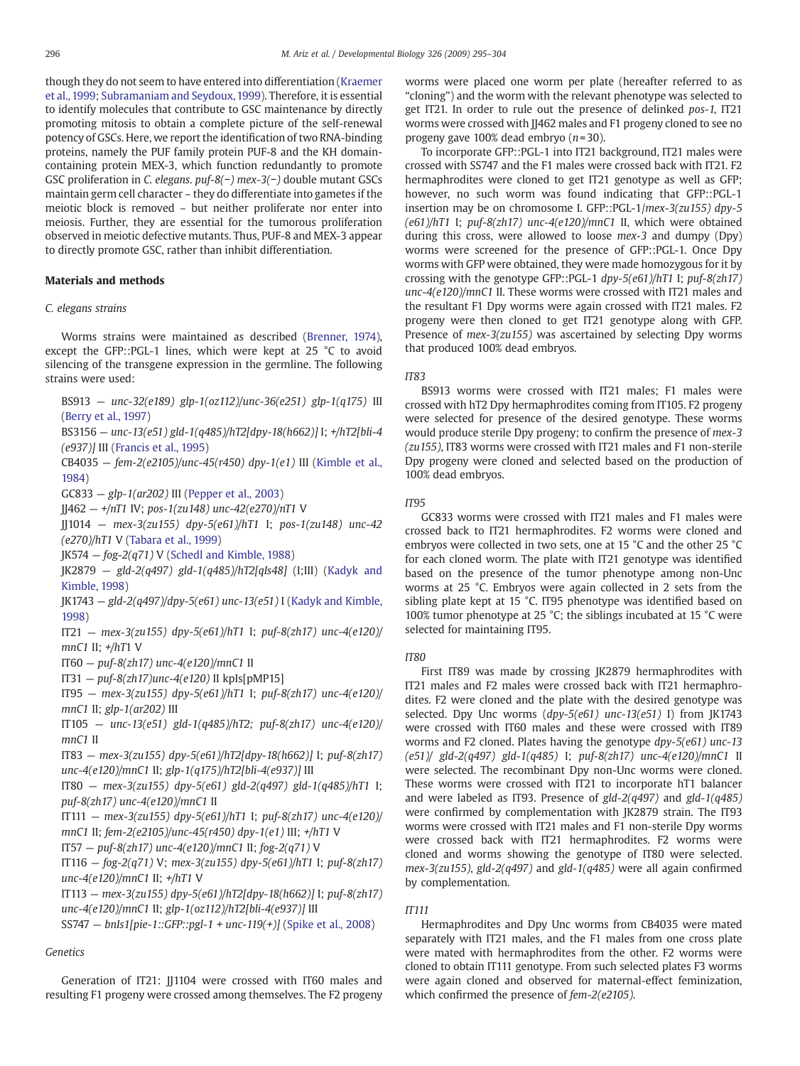though they do not seem to have entered into differentiation (Kraemer et al., 1999; Subramaniam and Seydoux, 1999). Therefore, it is essential to identify molecules that contribute to GSC maintenance by directly promoting mitosis to obtain a complete picture of the self-renewal potency of GSCs. Here, we report the identification of two RNA-binding proteins, namely the PUF family protein PUF-8 and the KH domain-containing protein MEX-3, which function redundantly to promote GSC proliferation in *C. elegans*. *puf-8(−) mex-3(−)* double mutant GSCs maintain germ cell character – they do differentiate into gametes if the meiotic block is removed – but neither proliferate nor enter into meiosis. Further, they are essential for the tumorous proliferation observed in meiotic defective mutants. Thus, PUF-8 and MEX-3 appear to directly promote GSC, rather than inhibit differentiation.

## Materials and methods

### *C. elegans* strains

Worms strains were maintained as described (Brenner, 1974), except the GFP::PGL-1 lines, which were kept at 25 °C to avoid silencing of the transgene expression in the germline. The following strains were used:

- BS913 — *unc-32(e189) glp-1(oz112)/unc-36(e251) glp-1(q175)* III (Berry et al., 1997)
- BS3156 — *unc-13(e51) gld-1(q485)/hT2[dpy-18(h662)]* I; *+/hT2[bli-4 (e937)]* III (Francis et al., 1995)
- CB4035 — *fem-2(e2105)/unc-45(r450) dpy-1(e1)* III (Kimble et al., 1984)
- GC833 — *glp-1(ar202)* III (Pepper et al., 2003)
- JJ462 — *+/nT1* IV; *pos-1(zu148) unc-42(e270)/nT1* V
- JJ1014 — *mex-3(zu155) dpy-5(e61)/hT1* I; *pos-1(zu148) unc-42 (e270)/hT1* V (Tabara et al., 1999)
- JK574 — *fog-2(q71)* V (Schedl and Kimble, 1988)
- JK2879 — *gld-2(q497) gld-1(q485)/hT2[qIs48]* (I;III) (Kadyk and Kimble, 1998)
- JK1743 — *gld-2(q497)/dpy-5(e61) unc-13(e51)* I (Kadyk and Kimble, 1998)
- IT21 — *mex-3(zu155) dpy-5(e61)/hT1* I; *puf-8(zh17) unc-4(e120)/ mnC1* II; *+/hT1* V
- IT60 — *puf-8(zh17) unc-4(e120)/mnC1* II
- IT31 — *puf-8(zh17)unc-4(e120)* II kpIs[pMP15]
- IT95 — *mex-3(zu155) dpy-5(e61)/hT1* I; *puf-8(zh17) unc-4(e120)/ mnC1* II; *glp-1(ar202)* III
- IT105 — *unc-13(e51) gld-1(q485)/hT2; puf-8(zh17) unc-4(e120)/ mnC1* II
- IT83 — *mex-3(zu155) dpy-5(e61)/hT2[dpy-18(h662)]* I; *puf-8(zh17) unc-4(e120)/mnC1* II; *glp-1(q175)/hT2[bli-4(e937)]* III
- IT80 — *mex-3(zu155) dpy-5(e61) gld-2(q497) gld-1(q485)/hT1* I; *puf-8(zh17) unc-4(e120)/mnC1* II
- IT111 — *mex-3(zu155) dpy-5(e61)/hT1* I; *puf-8(zh17) unc-4(e120)/ mnC1* II; *fem-2(e2105)/unc-45(r450) dpy-1(e1)* III; *+/hT1* V
- IT57 — *puf-8(zh17) unc-4(e120)/mnC1* II; *fog-2(q71)* V
- IT116 — *fog-2(q71)* V; *mex-3(zu155) dpy-5(e61)/hT1* I; *puf-8(zh17) unc-4(e120)/mnC1* II; *+/hT1* V
- IT113 — *mex-3(zu155) dpy-5(e61)/hT2[dpy-18(h662)]* I; *puf-8(zh17) unc-4(e120)/mnC1* II; *glp-1(oz112)/hT2[bli-4(e937)]* III
- SS747 — *bnIs1[pie-1::GFP::pgl-1 + unc-119(+)]* (Spike et al., 2008)

### Genetics

Generation of IT21: JJ1104 were crossed with IT60 males and resulting F1 progeny were crossed among themselves. The F2 progeny worms were placed one worm per plate (hereafter referred to as "cloning") and the worm with the relevant phenotype was selected to get IT21. In order to rule out the presence of delinked *pos-1*, IT21 worms were crossed with JJ462 males and F1 progeny cloned to see no progeny gave 100% dead embryo (*n*=30).

To incorporate GFP::PGL-1 into IT21 background, IT21 males were crossed with SS747 and the F1 males were crossed back with IT21. F2 hermaphrodites were cloned to get IT21 genotype as well as GFP; however, no such worm was found indicating that GFP::PGL-1 insertion may be on chromosome I. GFP::PGL-1/*mex-3(zu155) dpy-5 (e61)/hT1* I; *puf-8(zh17) unc-4(e120)/mnC1* II, which were obtained during this cross, were allowed to loose *mex-3* and dumpy (Dpy) worms were screened for the presence of GFP::PGL-1. Once Dpy worms with GFP were obtained, they were made homozygous for it by crossing with the genotype GFP::PGL-1 *dpy-5(e61)/hT1* I; *puf-8(zh17) unc-4(e120)/mnC1* II. These worms were crossed with IT21 males and the resultant F1 Dpy worms were again crossed with IT21 males. F2 progeny were then cloned to get IT21 genotype along with GFP. Presence of *mex-3(zu155)* was ascertained by selecting Dpy worms that produced 100% dead embryos.

#### *IT83*

BS913 worms were crossed with IT21 males; F1 males were crossed with hT2 Dpy hermaphrodites coming from IT105. F2 progeny were selected for presence of the desired genotype. These worms would produce sterile Dpy progeny; to confirm the presence of *mex-3 (zu155)*, IT83 worms were crossed with IT21 males and F1 non-sterile Dpy progeny were cloned and selected based on the production of 100% dead embryos.

#### *IT95*

GC833 worms were crossed with IT21 males and F1 males were crossed back to IT21 hermaphrodites. F2 worms were cloned and embryos were collected in two sets, one at 15 °C and the other 25 °C for each cloned worm. The plate with IT21 genotype was identified based on the presence of the tumor phenotype among non-Unc worms at 25 °C. Embryos were again collected in 2 sets from the sibling plate kept at 15 °C. IT95 phenotype was identified based on 100% tumor phenotype at 25 °C; the siblings incubated at 15 °C were selected for maintaining IT95.

#### *IT80*

First IT89 was made by crossing JK2879 hermaphrodites with IT21 males and F2 males were crossed back with IT21 hermaphrodites. F2 were cloned and the plate with the desired genotype was selected. Dpy Unc worms (*dpy-5(e61) unc-13(e51)* I) from JK1743 were crossed with IT60 males and these were crossed with IT89 worms and F2 cloned. Plates having the genotype *dpy-5(e61) unc-13 (e51)/ gld-2(q497) gld-1(q485)* I; *puf-8(zh17) unc-4(e120)/mnC1* II were selected. The recombinant Dpy non-Unc worms were cloned. These worms were crossed with IT21 to incorporate hT1 balancer and were labeled as IT93. Presence of *gld-2(q497)* and *gld-1(q485)* were confirmed by complementation with JK2879 strain. The IT93 worms were crossed with IT21 males and F1 non-sterile Dpy worms were crossed back with IT21 hermaphrodites. F2 worms were cloned and worms showing the genotype of IT80 were selected. *mex-3(zu155)*, *gld-2(q497)* and *gld-1(q485)* were all again confirmed by complementation.

#### *IT111*

Hermaphrodites and Dpy Unc worms from CB4035 were mated separately with IT21 males, and the F1 males from one cross plate were mated with hermaphrodites from the other. F2 worms were cloned to obtain IT111 genotype. From such selected plates F3 worms were again cloned and observed for maternal-effect feminization, which confirmed the presence of *fem-2(e2105)*.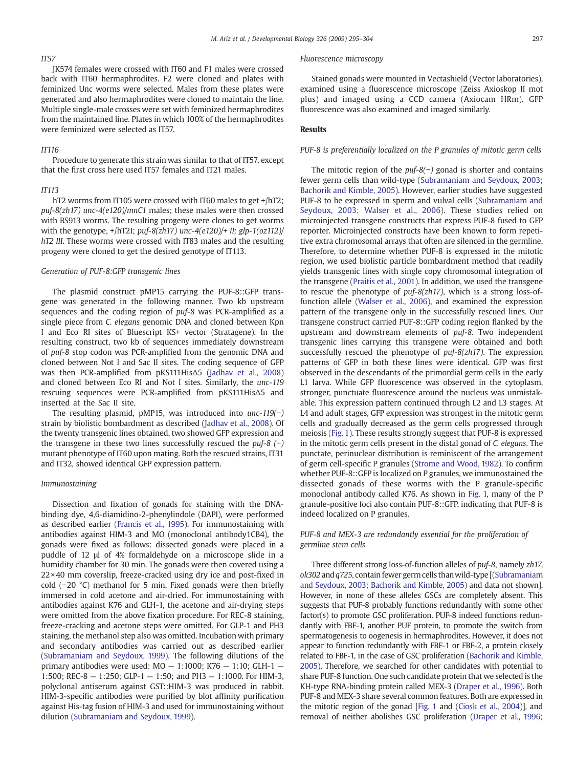*IT57*

JK574 females were crossed with IT60 and F1 males were crossed back with IT60 hermaphrodites. F2 were cloned and plates with feminized Unc worms were selected. Males from these plates were generated and also hermaphrodites were cloned to maintain the line. Multiple single-male crosses were set with feminized hermaphrodites from the maintained line. Plates in which 100% of the hermaphrodites were feminized were selected as IT57.

*IT116*

Procedure to generate this strain was similar to that of IT57, except that the first cross here used IT57 females and IT21 males.

*IT113*

hT2 worms from IT105 were crossed with IT60 males to get +/hT2; *puf-8(zh17) unc-4(e120)/mnC1* males; these males were then crossed with BS913 worms. The resulting progeny were clones to get worms with the genotype, +/hT2I; *puf-8(zh17) unc-4(e120)/+ II; glp-1(oz112)/hT2 III*. These worms were crossed with IT83 males and the resulting progeny were cloned to get the desired genotype of IT113.

*Generation of PUF-8:GFP transgenic lines*

The plasmid construct pMP15 carrying the PUF-8::GFP transgene was generated in the following manner. Two kb upstream sequences and the coding region of *puf-8* was PCR-amplified as a single piece from *C. elegans* genomic DNA and cloned between Kpn I and Eco RI sites of Bluescript KS+ vector (Stratagene). In the resulting construct, two kb of sequences immediately downstream of *puf-8* stop codon was PCR-amplified from the genomic DNA and cloned between Not I and Sac II sites. The coding sequence of GFP was then PCR-amplified from pKS111HisΔ5 (Jadhav et al., 2008) and cloned between Eco RI and Not I sites. Similarly, the *unc-119* rescuing sequences were PCR-amplified from pKS111HisΔ5 and inserted at the Sac II site.

The resulting plasmid, pMP15, was introduced into *unc-119(−)* strain by biolistic bombardment as described (Jadhav et al., 2008). Of the twenty transgenic lines obtained, two showed GFP expression and the transgene in these two lines successfully rescued the *puf-8 (−)* mutant phenotype of IT60 upon mating. Both the rescued strains, IT31 and IT32, showed identical GFP expression pattern.

*Immunostaining*

Dissection and fixation of gonads for staining with the DNA-binding dye, 4,6-diamidino-2-phenylindole (DAPI), were performed as described earlier (Francis et al., 1995). For immunostaining with antibodies against HIM-3 and MO (monoclonal antibody1CB4), the gonads were fixed as follows: dissected gonads were placed in a puddle of 12 μl of 4% formaldehyde on a microscope slide in a humidity chamber for 30 min. The gonads were then covered using a 22×40 mm coverslip, freeze-cracked using dry ice and post-fixed in cold (−20 °C) methanol for 5 min. Fixed gonads were then briefly immersed in cold acetone and air-dried. For immunostaining with antibodies against K76 and GLH-1, the acetone and air-drying steps were omitted from the above fixation procedure. For REC-8 staining, freeze-cracking and acetone steps were omitted. For GLP-1 and PH3 staining, the methanol step also was omitted. Incubation with primary and secondary antibodies was carried out as described earlier (Subramaniam and Seydoux, 1999). The following dilutions of the primary antibodies were used: MO — 1:1000; K76 — 1:10; GLH-1 — 1:500; REC-8 — 1:250; GLP-1 — 1:50; and PH3 — 1:1000. For HIM-3, polyclonal antiserum against GST::HIM-3 was produced in rabbit. HIM-3-specific antibodies were purified by blot affinity purification against His-tag fusion of HIM-3 and used for immunostaining without dilution (Subramaniam and Seydoux, 1999).

*Fluorescence microscopy*

Stained gonads were mounted in Vectashield (Vector laboratories), examined using a fluorescence microscope (Zeiss Axioskop II mot plus) and imaged using a CCD camera (Axiocam HRm). GFP fluorescence was also examined and imaged similarly.

## Results

*PUF-8 is preferentially localized on the P granules of mitotic germ cells*

The mitotic region of the *puf-8(−)* gonad is shorter and contains fewer germ cells than wild-type (Subramaniam and Seydoux, 2003; Bachorik and Kimble, 2005). However, earlier studies have suggested PUF-8 to be expressed in sperm and vulval cells (Subramaniam and Seydoux, 2003; Walser et al., 2006). These studies relied on microinjected transgene constructs that express PUF-8 fused to GFP reporter. Microinjected constructs have been known to form repetitive extra chromosomal arrays that often are silenced in the germline. Therefore, to determine whether PUF-8 is expressed in the mitotic region, we used biolistic particle bombardment method that readily yields transgenic lines with single copy chromosomal integration of the transgene (Praitis et al., 2001). In addition, we used the transgene to rescue the phenotype of *puf-8(zh17)*, which is a strong loss-of-function allele (Walser et al., 2006), and examined the expression pattern of the transgene only in the successfully rescued lines. Our transgene construct carried PUF-8::GFP coding region flanked by the upstream and downstream elements of *puf-8*. Two independent transgenic lines carrying this transgene were obtained and both successfully rescued the phenotype of *puf-8(zh17)*. The expression patterns of GFP in both these lines were identical. GFP was first observed in the descendants of the primordial germ cells in the early L1 larva. While GFP fluorescence was observed in the cytoplasm, stronger, punctuate fluorescence around the nucleus was unmistakable. This expression pattern continued through L2 and L3 stages. At L4 and adult stages, GFP expression was strongest in the mitotic germ cells and gradually decreased as the germ cells progressed through meiosis (Fig. 1). These results strongly suggest that PUF-8 is expressed in the mitotic germ cells present in the distal gonad of *C. elegans*. The punctate, perinuclear distribution is reminiscent of the arrangement of germ cell-specific P granules (Strome and Wood, 1982). To confirm whether PUF-8::GFP is localized on P granules, we immunostained the dissected gonads of these worms with the P granule-specific monoclonal antibody called K76. As shown in Fig. 1, many of the P granule-positive foci also contain PUF-8::GFP, indicating that PUF-8 is indeed localized on P granules.

*PUF-8 and MEX-3 are redundantly essential for the proliferation of germline stem cells*

Three different strong loss-of-function alleles of *puf-8*, namely *zh17*, *ok302* and *q725*, contain fewer germ cells than wild-type [(Subramaniam and Seydoux, 2003; Bachorik and Kimble, 2005) and data not shown]. However, in none of these alleles GSCs are completely absent. This suggests that PUF-8 probably functions redundantly with some other factor(s) to promote GSC proliferation. PUF-8 indeed functions redundantly with FBF-1, another PUF protein, to promote the switch from spermatogenesis to oogenesis in hermaphrodites. However, it does not appear to function redundantly with FBF-1 or FBF-2, a protein closely related to FBF-1, in the case of GSC proliferation (Bachorik and Kimble, 2005). Therefore, we searched for other candidates with potential to share PUF-8 function. One such candidate protein that we selected is the KH-type RNA-binding protein called MEX-3 (Draper et al., 1996). Both PUF-8 and MEX-3 share several common features. Both are expressed in the mitotic region of the gonad [Fig. 1 and (Ciosk et al., 2004)], and removal of neither abolishes GSC proliferation (Draper et al., 1996;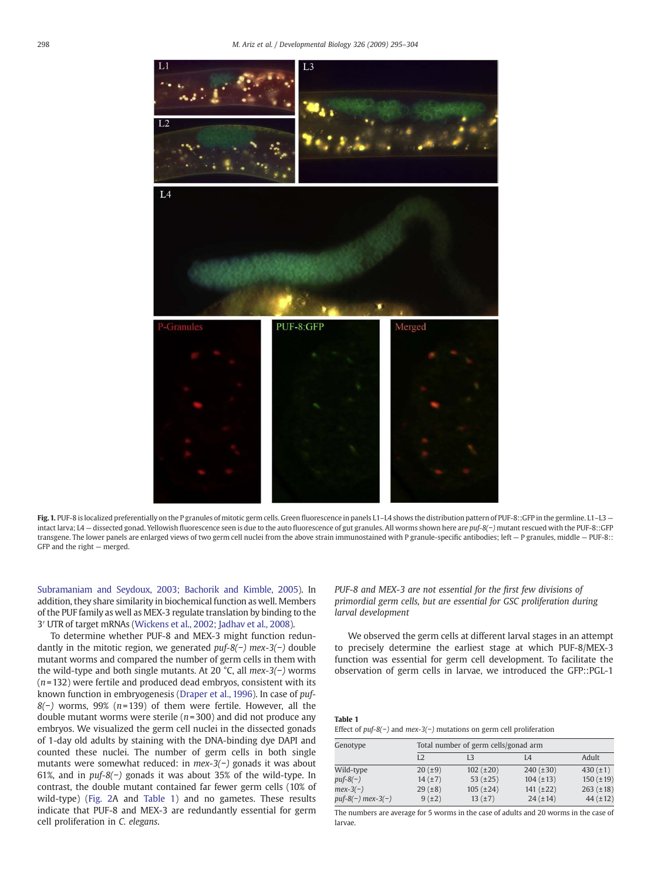Fig. 1. PUF-8 is localized preferentially on the P granules of mitotic germ cells. Green fluorescence in panels L1–L4 shows the distribution pattern of PUF-8::GFP in the germline. L1–L3 — intact larva; L4 — dissected gonad. Yellowish fluorescence seen is due to the auto fluorescence of gut granules. All worms shown here are *puf-8(−)* mutant rescued with the PUF-8::GFP transgene. The lower panels are enlarged views of two germ cell nuclei from the above strain immunostained with P granule-specific antibodies; left — P granules, middle — PUF-8::GFP and the right — merged.

Subramaniam and Seydoux, 2003; Bachorik and Kimble, 2005). In addition, they share similarity in biochemical function as well. Members of the PUF family as well as MEX-3 regulate translation by binding to the 3′ UTR of target mRNAs (Wickens et al., 2002; Jadhav et al., 2008).

To determine whether PUF-8 and MEX-3 might function redundantly in the mitotic region, we generated *puf-8(−) mex-3(−)* double mutant worms and compared the number of germ cells in them with the wild-type and both single mutants. At 20 °C, all *mex-3(−)* worms ($n$ = 132) were fertile and produced dead embryos, consistent with its known function in embryogenesis (Draper et al., 1996). In case of *puf-8(−)* worms, 99% ($n$ = 139) of them were fertile. However, all the double mutant worms were sterile ($n$ = 300) and did not produce any embryos. We visualized the germ cell nuclei in the dissected gonads of 1-day old adults by staining with the DNA-binding dye DAPI and counted these nuclei. The number of germ cells in both single mutants were somewhat reduced: in *mex-3(−)* gonads it was about 61%, and in *puf-8(−)* gonads it was about 35% of the wild-type. In contrast, the double mutant contained far fewer germ cells (10% of wild-type) (Fig. 2A and Table 1) and no gametes. These results indicate that PUF-8 and MEX-3 are redundantly essential for germ cell proliferation in *C. elegans*.

### *PUF-8 and MEX-3 are not essential for the first few divisions of primordial germ cells, but are essential for GSC proliferation during larval development*

We observed the germ cells at different larval stages in an attempt to precisely determine the earliest stage at which PUF-8/MEX-3 function was essential for germ cell development. To facilitate the observation of germ cells in larvae, we introduced the GFP::PGL-1

**Table 1**
Effect of *puf-8(−)* and *mex-3(−)* mutations on germ cell proliferation

| Genotype | Total number of germ cells/gonad arm | | | |
|---|---|---|---|---|
| | L2 | L3 | L4 | Adult |
| Wild-type | 20 (±9) | 102 (±20) | 240 (±30) | 430 (±1) |
| *puf-8(−)* | 14 (±7) | 53 (±25) | 104 (±13) | 150 (±19) |
| *mex-3(−)* | 29 (±8) | 105 (±24) | 141 (±22) | 263 (±18) |
| *puf-8(−) mex-3(−)* | 9 (±2) | 13 (±7) | 24 (±14) | 44 (±12) |

The numbers are average for 5 worms in the case of adults and 20 worms in the case of larvae.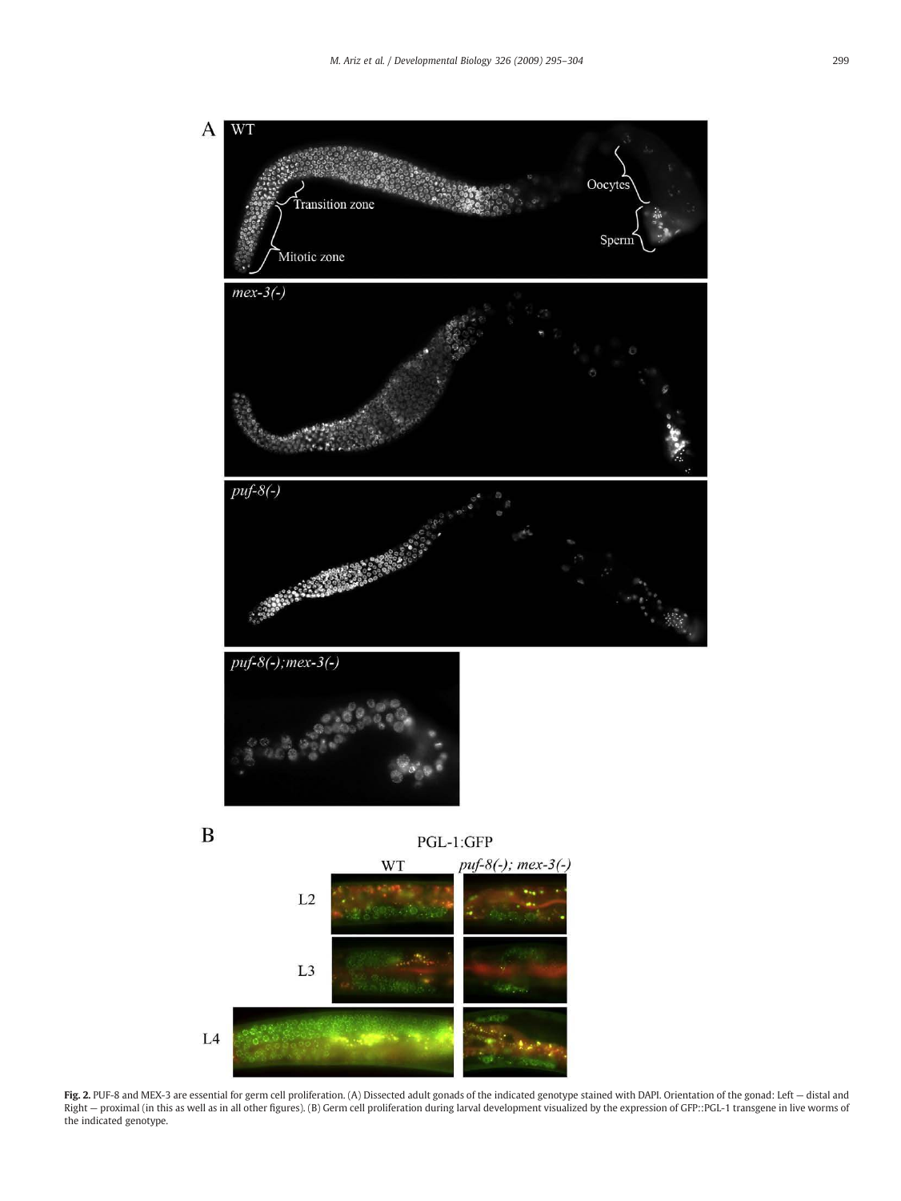**Fig. 2.** PUF-8 and MEX-3 are essential for germ cell proliferation. (A) Dissected adult gonads of the indicated genotype stained with DAPI. Orientation of the gonad: Left — distal and Right — proximal (in this as well as in all other figures). (B) Germ cell proliferation during larval development visualized by the expression of GFP::PGL-1 transgene in live worms of the indicated genotype.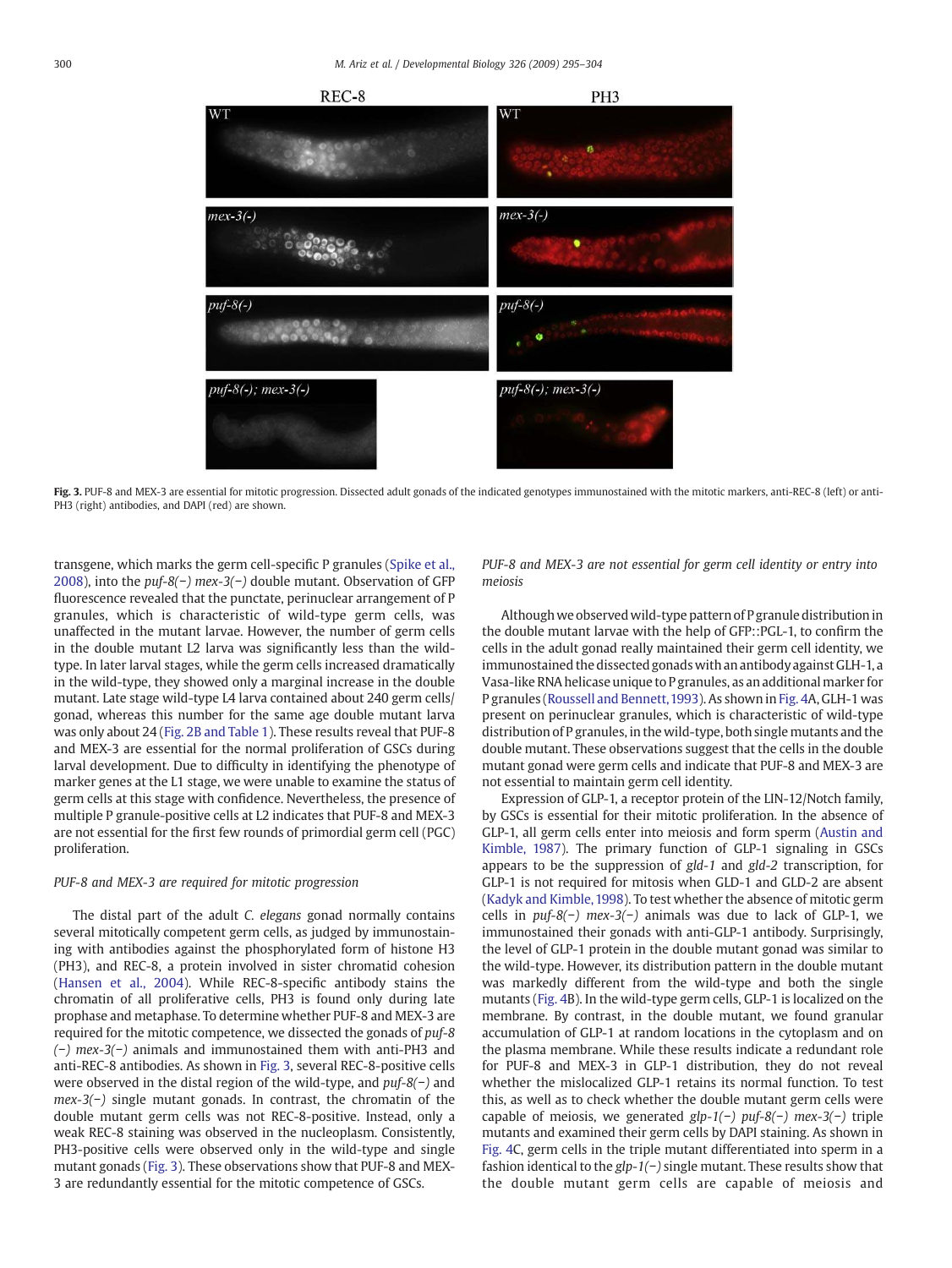**Fig. 3.** PUF-8 and MEX-3 are essential for mitotic progression. Dissected adult gonads of the indicated genotypes immunostained with the mitotic markers, anti-REC-8 (left) or anti-PH3 (right) antibodies, and DAPI (red) are shown.

transgene, which marks the germ cell-specific P granules (Spike et al., 2008), into the *puf-8(−) mex-3(−)* double mutant. Observation of GFP fluorescence revealed that the punctate, perinuclear arrangement of P granules, which is characteristic of wild-type germ cells, was unaffected in the mutant larvae. However, the number of germ cells in the double mutant L2 larva was significantly less than the wild-type. In later larval stages, while the germ cells increased dramatically in the wild-type, they showed only a marginal increase in the double mutant. Late stage wild-type L4 larva contained about 240 germ cells/gonad, whereas this number for the same age double mutant larva was only about 24 (Fig. 2B and Table 1). These results reveal that PUF-8 and MEX-3 are essential for the normal proliferation of GSCs during larval development. Due to difficulty in identifying the phenotype of marker genes at the L1 stage, we were unable to examine the status of germ cells at this stage with confidence. Nevertheless, the presence of multiple P granule-positive cells at L2 indicates that PUF-8 and MEX-3 are not essential for the first few rounds of primordial germ cell (PGC) proliferation.

### *PUF-8 and MEX-3 are required for mitotic progression*

The distal part of the adult *C. elegans* gonad normally contains several mitotically competent germ cells, as judged by immunostaining with antibodies against the phosphorylated form of histone H3 (PH3), and REC-8, a protein involved in sister chromatid cohesion (Hansen et al., 2004). While REC-8-specific antibody stains the chromatin of all proliferative cells, PH3 is found only during late prophase and metaphase. To determine whether PUF-8 and MEX-3 are required for the mitotic competence, we dissected the gonads of *puf-8(−) mex-3(−)* animals and immunostained them with anti-PH3 and anti-REC-8 antibodies. As shown in Fig. 3, several REC-8-positive cells were observed in the distal region of the wild-type, and *puf-8(−)* and *mex-3(−)* single mutant gonads. In contrast, the chromatin of the double mutant germ cells was not REC-8-positive. Instead, only a weak REC-8 staining was observed in the nucleoplasm. Consistently, PH3-positive cells were observed only in the wild-type and single mutant gonads (Fig. 3). These observations show that PUF-8 and MEX-3 are redundantly essential for the mitotic competence of GSCs.

### *PUF-8 and MEX-3 are not essential for germ cell identity or entry into meiosis*

Although we observed wild-type pattern of P granule distribution in the double mutant larvae with the help of GFP::PGL-1, to confirm the cells in the adult gonad really maintained their germ cell identity, we immunostained the dissected gonads with an antibody against GLH-1, a Vasa-like RNA helicase unique to P granules, as an additional marker for P granules (Roussell and Bennett, 1993). As shown in Fig. 4A, GLH-1 was present on perinuclear granules, which is characteristic of wild-type distribution of P granules, in the wild-type, both single mutants and the double mutant. These observations suggest that the cells in the double mutant gonad were germ cells and indicate that PUF-8 and MEX-3 are not essential to maintain germ cell identity.

Expression of GLP-1, a receptor protein of the LIN-12/Notch family, by GSCs is essential for their mitotic proliferation. In the absence of GLP-1, all germ cells enter into meiosis and form sperm (Austin and Kimble, 1987). The primary function of GLP-1 signaling in GSCs appears to be the suppression of *gld-1* and *gld-2* transcription, for GLP-1 is not required for mitosis when GLD-1 and GLD-2 are absent (Kadyk and Kimble, 1998). To test whether the absence of mitotic germ cells in *puf-8(−) mex-3(−)* animals was due to lack of GLP-1, we immunostained their gonads with anti-GLP-1 antibody. Surprisingly, the level of GLP-1 protein in the double mutant gonad was similar to the wild-type. However, its distribution pattern in the double mutant was markedly different from the wild-type and both the single mutants (Fig. 4B). In the wild-type germ cells, GLP-1 is localized on the membrane. By contrast, in the double mutant, we found granular accumulation of GLP-1 at random locations in the cytoplasm and on the plasma membrane. While these results indicate a redundant role for PUF-8 and MEX-3 in GLP-1 distribution, they do not reveal whether the mislocalized GLP-1 retains its normal function. To test this, as well as to check whether the double mutant germ cells were capable of meiosis, we generated *glp-1(−) puf-8(−) mex-3(−)* triple mutants and examined their germ cells by DAPI staining. As shown in Fig. 4C, germ cells in the triple mutant differentiated into sperm in a fashion identical to the *glp-1(−)* single mutant. These results show that the double mutant germ cells are capable of meiosis and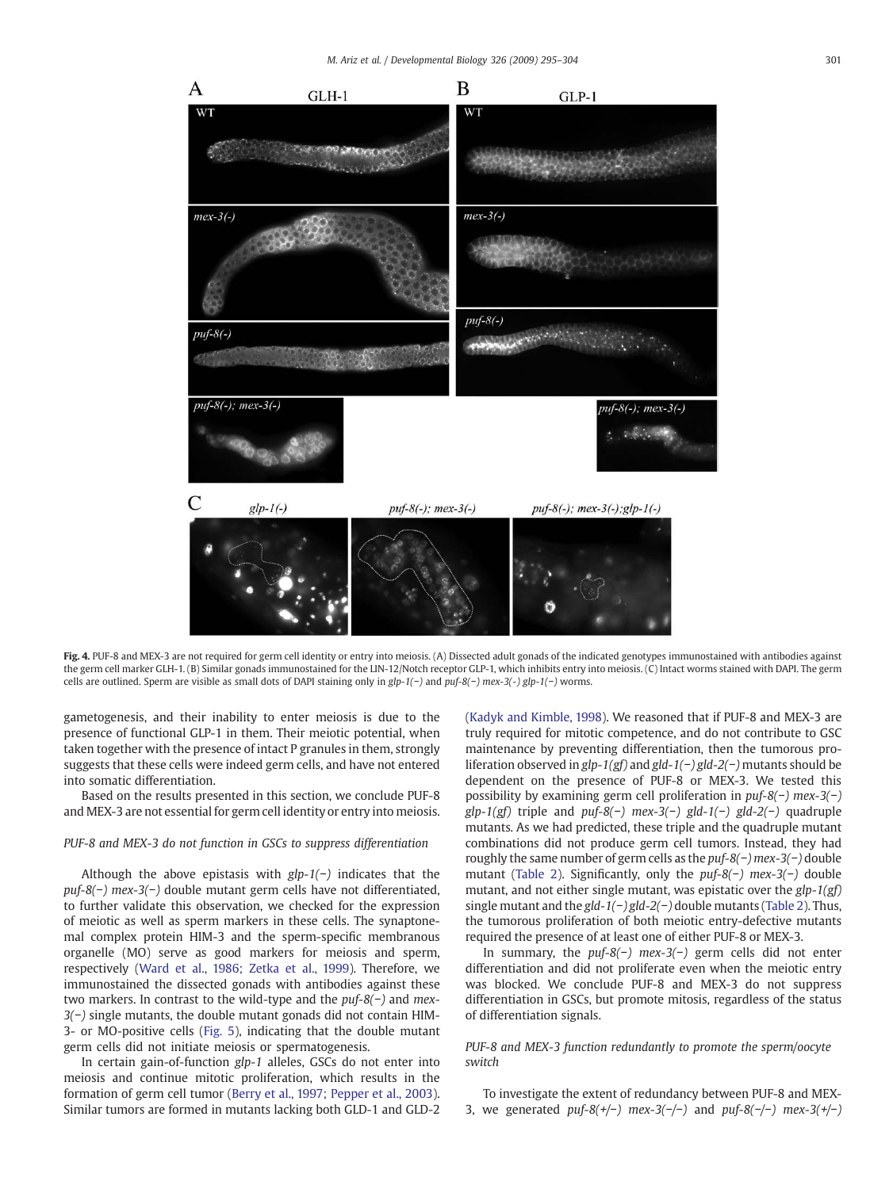**Fig. 4.** PUF-8 and MEX-3 are not required for germ cell identity or entry into meiosis. (A) Dissected adult gonads of the indicated genotypes immunostained with antibodies against the germ cell marker GLH-1. (B) Similar gonads immunostained for the LIN-12/Notch receptor GLP-1, which inhibits entry into meiosis. (C) Intact worms stained with DAPI. The germ cells are outlined. Sperm are visible as small dots of DAPI staining only in *glp-1(−)* and *puf-8(−) mex-3(-) glp-1(−)* worms.

gametogenesis, and their inability to enter meiosis is due to the presence of functional GLP-1 in them. Their meiotic potential, when taken together with the presence of intact P granules in them, strongly suggests that these cells were indeed germ cells, and have not entered into somatic differentiation.

Based on the results presented in this section, we conclude PUF-8 and MEX-3 are not essential for germ cell identity or entry into meiosis.

### PUF-8 and MEX-3 do not function in GSCs to suppress differentiation

Although the above epistasis with *glp-1(−)* indicates that the *puf-8(−) mex-3(−)* double mutant germ cells have not differentiated, to further validate this observation, we checked for the expression of meiotic as well as sperm markers in these cells. The synaptonemal complex protein HIM-3 and the sperm-specific membranous organelle (MO) serve as good markers for meiosis and sperm, respectively (Ward et al., 1986; Zetka et al., 1999). Therefore, we immunostained the dissected gonads with antibodies against these two markers. In contrast to the wild-type and the *puf-8(−)* and *mex-3(−)* single mutants, the double mutant gonads did not contain HIM-3- or MO-positive cells (Fig. 5), indicating that the double mutant germ cells did not initiate meiosis or spermatogenesis.

In certain gain-of-function *glp-1* alleles, GSCs do not enter into meiosis and continue mitotic proliferation, which results in the formation of germ cell tumor (Berry et al., 1997; Pepper et al., 2003). Similar tumors are formed in mutants lacking both GLD-1 and GLD-2 (Kadyk and Kimble, 1998). We reasoned that if PUF-8 and MEX-3 are truly required for mitotic competence, and do not contribute to GSC maintenance by preventing differentiation, then the tumorous proliferation observed in *glp-1(gf)* and *gld-1(−) gld-2(−)* mutants should be dependent on the presence of PUF-8 or MEX-3. We tested this possibility by examining germ cell proliferation in *puf-8(−) mex-3(−) glp-1(gf)* triple and *puf-8(−) mex-3(−) gld-1(−) gld-2(−)* quadruple mutants. As we had predicted, these triple and the quadruple mutant combinations did not produce germ cell tumors. Instead, they had roughly the same number of germ cells as the *puf-8(−) mex-3(−)* double mutant (Table 2). Significantly, only the *puf-8(−) mex-3(−)* double mutant, and not either single mutant, was epistatic over the *glp-1(gf)* single mutant and the *gld-1(−) gld-2(−)* double mutants (Table 2). Thus, the tumorous proliferation of both meiotic entry-defective mutants required the presence of at least one of either PUF-8 or MEX-3.

In summary, the *puf-8(−) mex-3(−)* germ cells did not enter differentiation and did not proliferate even when the meiotic entry was blocked. We conclude PUF-8 and MEX-3 do not suppress differentiation in GSCs, but promote mitosis, regardless of the status of differentiation signals.

### PUF-8 and MEX-3 function redundantly to promote the sperm/oocyte switch

To investigate the extent of redundancy between PUF-8 and MEX-3, we generated *puf-8(+/−) mex-3(−/−)* and *puf-8(−/−) mex-3(+/−)*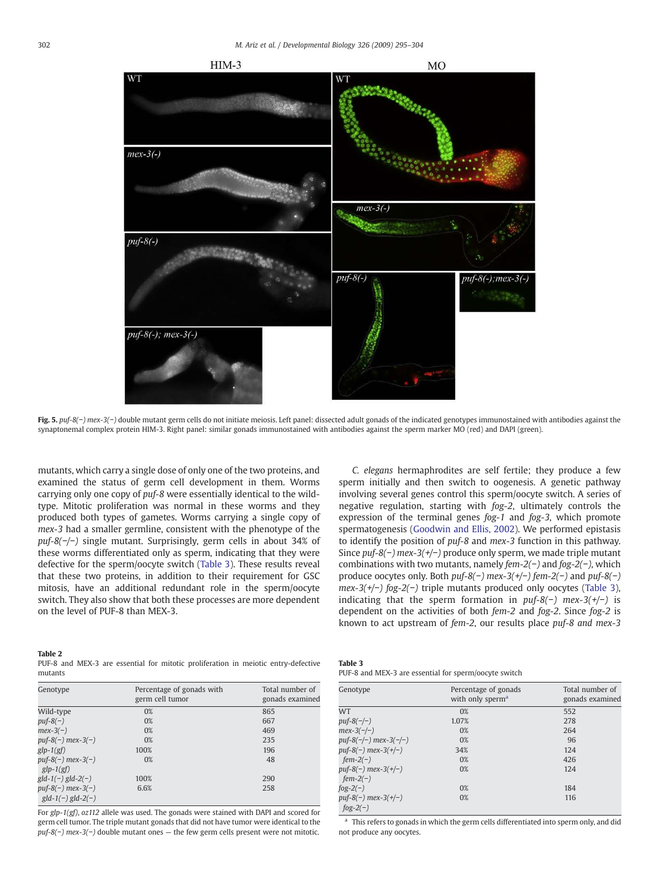**Fig. 5.** *puf-8(−) mex-3(−)* double mutant germ cells do not initiate meiosis. Left panel: dissected adult gonads of the indicated genotypes immunostained with antibodies against the synaptonemal complex protein HIM-3. Right panel: similar gonads immunostained with antibodies against the sperm marker MO (red) and DAPI (green).

mutants, which carry a single dose of only one of the two proteins, and examined the status of germ cell development in them. Worms carrying only one copy of *puf-8* were essentially identical to the wild-type. Mitotic proliferation was normal in these worms and they produced both types of gametes. Worms carrying a single copy of *mex-3* had a smaller germline, consistent with the phenotype of the *puf-8(−/−)* single mutant. Surprisingly, germ cells in about 34% of these worms differentiated only as sperm, indicating that they were defective for the sperm/oocyte switch (Table 3). These results reveal that these two proteins, in addition to their requirement for GSC mitosis, have an additional redundant role in the sperm/oocyte switch. They also show that both these processes are more dependent on the level of PUF-8 than MEX-3.

*C. elegans* hermaphrodites are self fertile; they produce a few sperm initially and then switch to oogenesis. A genetic pathway involving several genes control this sperm/oocyte switch. A series of negative regulation, starting with *fog-2*, ultimately controls the expression of the terminal genes *fog-1* and *fog-3*, which promote spermatogenesis (Goodwin and Ellis, 2002). We performed epistasis to identify the position of *puf-8* and *mex-3* function in this pathway. Since *puf-8(−) mex-3(+/−)* produce only sperm, we made triple mutant combinations with two mutants, namely *fem-2(−)* and *fog-2(−)*, which produce oocytes only. Both *puf-8(−) mex-3(+/−) fem-2(−)* and *puf-8(−) mex-3(+/−) fog-2(−)* triple mutants produced only oocytes (Table 3), indicating that the sperm formation in *puf-8(−) mex-3(+/−)* is dependent on the activities of both *fem-2* and *fog-2*. Since *fog-2* is known to act upstream of *fem-2*, our results place *puf-8 and mex-3*

**Table 2**
PUF-8 and MEX-3 are essential for mitotic proliferation in meiotic entry-defective mutants

| Genotype | Percentage of gonads with germ cell tumor | Total number of gonads examined |
|---|---|---|
| Wild-type | 0% | 865 |
| *puf-8(−)* | 0% | 667 |
| *mex-3(−)* | 0% | 469 |
| *puf-8(−) mex-3(−)* | 0% | 235 |
| *glp-1(gf)* | 100% | 196 |
| *puf-8(−) mex-3(−) glp-1(gf)* | 0% | 48 |
| *gld-1(−) gld-2(−)* | 100% | 290 |
| *puf-8(−) mex-3(−) gld-1(−) gld-2(−)* | 6.6% | 258 |

For *glp-1(gf)*, *oz112* allele was used. The gonads were stained with DAPI and scored for germ cell tumor. The triple mutant gonads that did not have tumor were identical to the *puf-8(−) mex-3(−)* double mutant ones — the few germ cells present were not mitotic.

**Table 3**
PUF-8 and MEX-3 are essential for sperm/oocyte switch

| Genotype | Percentage of gonads with only sperm[a] | Total number of gonads examined |
|---|---|---|
| WT | 0% | 552 |
| *puf-8(−/−)* | 1.07% | 278 |
| *mex-3(−/−)* | 0% | 264 |
| *puf-8(−/−) mex-3(−/−)* | 0% | 96 |
| *puf-8(−) mex-3(+/−)* | 34% | 124 |
| *fem-2(−)* | 0% | 426 |
| *puf-8(−) mex-3(+/−) fem-2(−)* | 0% | 124 |
| *fog-2(−)* | 0% | 184 |
| *puf-8(−) mex-3(+/−) fog-2(−)* | 0% | 116 |

[a] This refers to gonads in which the germ cells differentiated into sperm only, and did not produce any oocytes.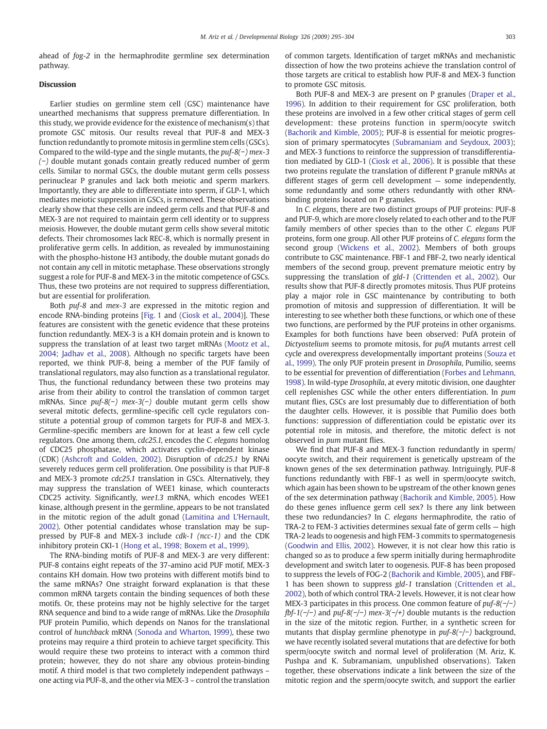ahead of *fog-2* in the hermaphrodite germline sex determination pathway.

## Discussion

Earlier studies on germline stem cell (GSC) maintenance have unearthed mechanisms that suppress premature differentiation. In this study, we provide evidence for the existence of mechanism(s) that promote GSC mitosis. Our results reveal that PUF-8 and MEX-3 function redundantly to promote mitosis in germline stem cells (GSCs). Compared to the wild-type and the single mutants, the *puf-8(−) mex-3 (−)* double mutant gonads contain greatly reduced number of germ cells. Similar to normal GSCs, the double mutant germ cells possess perinuclear P granules and lack both meiotic and sperm markers. Importantly, they are able to differentiate into sperm, if GLP-1, which mediates meiotic suppression in GSCs, is removed. These observations clearly show that these cells are indeed germ cells and that PUF-8 and MEX-3 are not required to maintain germ cell identity or to suppress meiosis. However, the double mutant germ cells show several mitotic defects. Their chromosomes lack REC-8, which is normally present in proliferative germ cells. In addition, as revealed by immunostaining with the phospho-histone H3 antibody, the double mutant gonads do not contain any cell in mitotic metaphase. These observations strongly suggest a role for PUF-8 and MEX-3 in the mitotic competence of GSCs. Thus, these two proteins are not required to suppress differentiation, but are essential for proliferation.

Both *puf-8* and *mex-3* are expressed in the mitotic region and encode RNA-binding proteins [Fig. 1 and (Ciosk et al., 2004)]. These features are consistent with the genetic evidence that these proteins function redundantly. MEX-3 is a KH domain protein and is known to suppress the translation of at least two target mRNAs (Mootz et al., 2004; Jadhav et al., 2008). Although no specific targets have been reported, we think PUF-8, being a member of the PUF family of translational regulators, may also function as a translational regulator. Thus, the functional redundancy between these two proteins may arise from their ability to control the translation of common target mRNAs. Since *puf-8(−) mex-3(−)* double mutant germ cells show several mitotic defects, germline-specific cell cycle regulators constitute a potential group of common targets for PUF-8 and MEX-3. Germline-specific members are known for at least a few cell cycle regulators. One among them, *cdc25.1*, encodes the *C. elegans* homolog of CDC25 phosphatase, which activates cyclin-dependent kinase (CDK) (Ashcroft and Golden, 2002). Disruption of *cdc25.1* by RNAi severely reduces germ cell proliferation. One possibility is that PUF-8 and MEX-3 promote *cdc25.1* translation in GSCs. Alternatively, they may suppress the translation of WEE1 kinase, which counteracts CDC25 activity. Significantly, *wee1.3* mRNA, which encodes WEE1 kinase, although present in the germline, appears to be not translated in the mitotic region of the adult gonad (Lamitina and L'Hernault, 2002). Other potential candidates whose translation may be suppressed by PUF-8 and MEX-3 include *cdk-1 (ncc-1)* and the CDK inhibitory protein CKI-1 (Hong et al., 1998; Boxem et al., 1999).

The RNA-binding motifs of PUF-8 and MEX-3 are very different: PUF-8 contains eight repeats of the 37-amino acid PUF motif, MEX-3 contains KH domain. How two proteins with different motifs bind to the same mRNAs? One straight forward explanation is that these common mRNA targets contain the binding sequences of both these motifs. Or, these proteins may not be highly selective for the target RNA sequence and bind to a wide range of mRNAs. Like the *Drosophila* PUF protein Pumilio, which depends on Nanos for the translational control of *hunchback* mRNA (Sonoda and Wharton, 1999), these two proteins may require a third protein to achieve target specificity. This would require these two proteins to interact with a common third protein; however, they do not share any obvious protein-binding motif. A third model is that two completely independent pathways – one acting via PUF-8, and the other via MEX-3 – control the translation of common targets. Identification of target mRNAs and mechanistic dissection of how the two proteins achieve the translation control of those targets are critical to establish how PUF-8 and MEX-3 function to promote GSC mitosis.

Both PUF-8 and MEX-3 are present on P granules (Draper et al., 1996). In addition to their requirement for GSC proliferation, both these proteins are involved in a few other critical stages of germ cell development: these proteins function in sperm/oocyte switch (Bachorik and Kimble, 2005); PUF-8 is essential for meiotic progression of primary spermatocytes (Subramaniam and Seydoux, 2003); and MEX-3 functions to reinforce the suppression of transdifferentiation mediated by GLD-1 (Ciosk et al., 2006). It is possible that these two proteins regulate the translation of different P granule mRNAs at different stages of germ cell development — some independently, some redundantly and some others redundantly with other RNA-binding proteins located on P granules.

In *C. elegans*, there are two distinct groups of PUF proteins: PUF-8 and PUF-9, which are more closely related to each other and to the PUF family members of other species than to the other *C. elegans* PUF proteins, form one group. All other PUF proteins of *C. elegans* form the second group (Wickens et al., 2002). Members of both groups contribute to GSC maintenance. FBF-1 and FBF-2, two nearly identical members of the second group, prevent premature meiotic entry by suppressing the translation of *gld-1* (Crittenden et al., 2002). Our results show that PUF-8 directly promotes mitosis. Thus PUF proteins play a major role in GSC maintenance by contributing to both promotion of mitosis and suppression of differentiation. It will be interesting to see whether both these functions, or which one of these two functions, are performed by the PUF proteins in other organisms. Examples for both functions have been observed: PufA protein of *Dictyostelium* seems to promote mitosis, for *pufA* mutants arrest cell cycle and overexpress developmentally important proteins (Souza et al., 1999). The only PUF protein present in *Drosophila*, Pumilio, seems to be essential for prevention of differentiation (Forbes and Lehmann, 1998). In wild-type *Drosophila*, at every mitotic division, one daughter cell replenishes GSC while the other enters differentiation. In *pum* mutant flies, GSCs are lost presumably due to differentiation of both the daughter cells. However, it is possible that Pumilio does both functions: suppression of differentiation could be epistatic over its potential role in mitosis, and therefore, the mitotic defect is not observed in *pum* mutant flies.

We find that PUF-8 and MEX-3 function redundantly in sperm/oocyte switch, and their requirement is genetically upstream of the known genes of the sex determination pathway. Intriguingly, PUF-8 functions redundantly with FBF-1 as well in sperm/oocyte switch, which again has been shown to be upstream of the other known genes of the sex determination pathway (Bachorik and Kimble, 2005). How do these genes influence germ cell sex? Is there any link between these two redundancies? In *C. elegans* hermaphrodite, the ratio of TRA-2 to FEM-3 activities determines sexual fate of germ cells — high TRA-2 leads to oogenesis and high FEM-3 commits to spermatogenesis (Goodwin and Ellis, 2002). However, it is not clear how this ratio is changed so as to produce a few sperm initially during hermaphrodite development and switch later to oogenesis. PUF-8 has been proposed to suppress the levels of FOG-2 (Bachorik and Kimble, 2005), and FBF-1 has been shown to suppress *gld-1* translation (Crittenden et al., 2002), both of which control TRA-2 levels. However, it is not clear how MEX-3 participates in this process. One common feature of *puf-8(−/−) fbf-1(−/−)* and *puf-8(−/−) mex-3(−/+)* double mutants is the reduction in the size of the mitotic region. Further, in a synthetic screen for mutants that display germline phenotype in *puf-8(−/−)* background, we have recently isolated several mutations that are defective for both sperm/oocyte switch and normal level of proliferation (M. Ariz, K. Pushpa and K. Subramaniam, unpublished observations). Taken together, these observations indicate a link between the size of the mitotic region and the sperm/oocyte switch, and support the earlier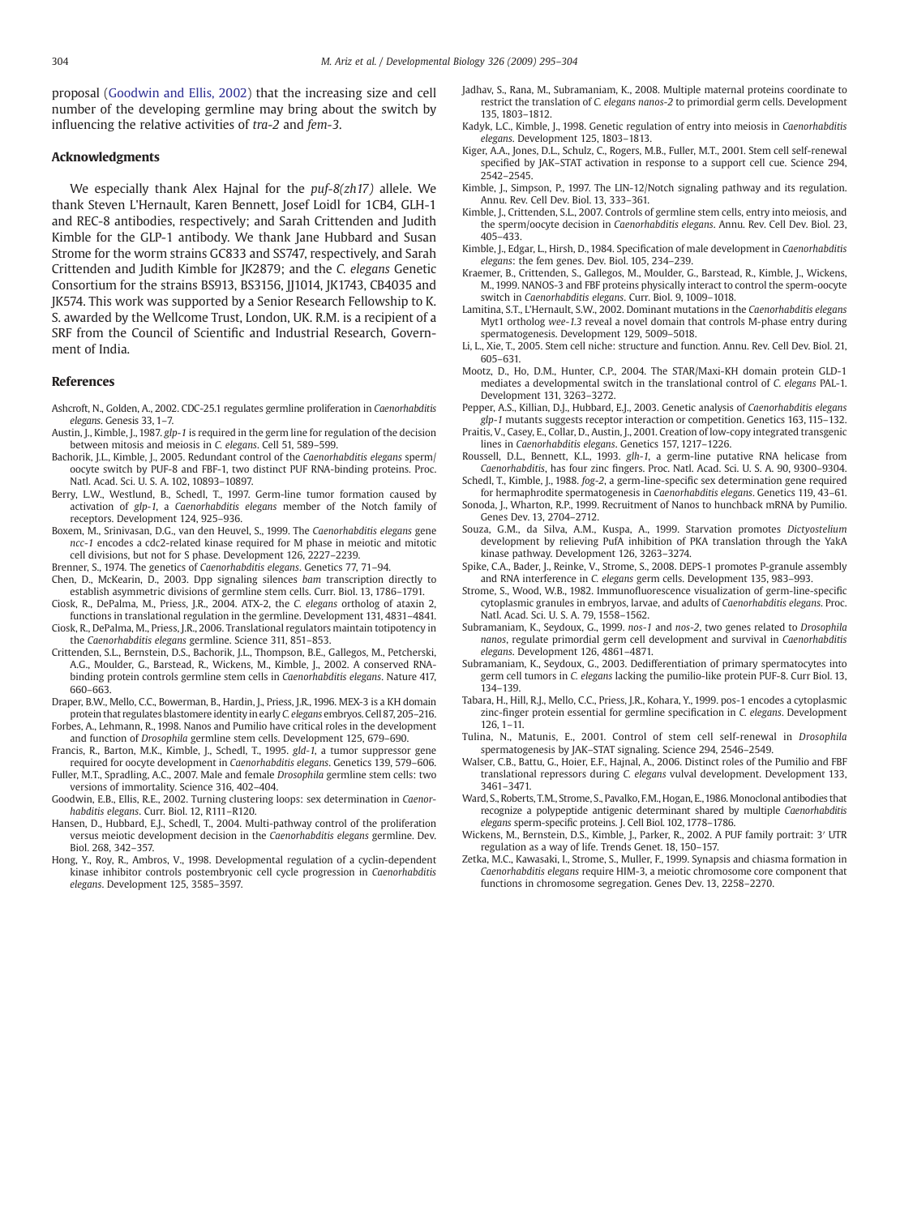proposal (Goodwin and Ellis, 2002) that the increasing size and cell number of the developing germline may bring about the switch by influencing the relative activities of *tra-2* and *fem-3*.

## Acknowledgments

We especially thank Alex Hajnal for the *puf-8(zh17)* allele. We thank Steven L'Hernault, Karen Bennett, Josef Loidl for 1CB4, GLH-1 and REC-8 antibodies, respectively; and Sarah Crittenden and Judith Kimble for the GLP-1 antibody. We thank Jane Hubbard and Susan Strome for the worm strains GC833 and SS747, respectively, and Sarah Crittenden and Judith Kimble for JK2879; and the *C. elegans* Genetic Consortium for the strains BS913, BS3156, JJ1014, JK1743, CB4035 and JK574. This work was supported by a Senior Research Fellowship to K. S. awarded by the Wellcome Trust, London, UK. R.M. is a recipient of a SRF from the Council of Scientific and Industrial Research, Government of India.

## References

- Ashcroft, N., Golden, A., 2002. CDC-25.1 regulates germline proliferation in *Caenorhabditis elegans*. Genesis 33, 1–7.
- Austin, J., Kimble, J., 1987. *glp-1* is required in the germ line for regulation of the decision between mitosis and meiosis in *C. elegans*. Cell 51, 589–599.
- Bachorik, J.L., Kimble, J., 2005. Redundant control of the *Caenorhabditis elegans* sperm/oocyte switch by PUF-8 and FBF-1, two distinct PUF RNA-binding proteins. Proc. Natl. Acad. Sci. U. S. A. 102, 10893–10897.
- Berry, L.W., Westlund, B., Schedl, T., 1997. Germ-line tumor formation caused by activation of *glp-1*, a *Caenorhabditis elegans* member of the Notch family of receptors. Development 124, 925–936.
- Boxem, M., Srinivasan, D.G., van den Heuvel, S., 1999. The *Caenorhabditis elegans* gene *ncc-1* encodes a cdc2-related kinase required for M phase in meiotic and mitotic cell divisions, but not for S phase. Development 126, 2227–2239.
- Brenner, S., 1974. The genetics of *Caenorhabditis elegans*. Genetics 77, 71–94.
- Chen, D., McKearin, D., 2003. Dpp signaling silences *bam* transcription directly to establish asymmetric divisions of germline stem cells. Curr. Biol. 13, 1786–1791.
- Ciosk, R., DePalma, M., Priess, J.R., 2004. ATX-2, the *C. elegans* ortholog of ataxin 2, functions in translational regulation in the germline. Development 131, 4831–4841.
- Ciosk, R., DePalma, M., Priess, J.R., 2006. Translational regulators maintain totipotency in the *Caenorhabditis elegans* germline. Science 311, 851–853.
- Crittenden, S.L., Bernstein, D.S., Bachorik, J.L., Thompson, B.E., Gallegos, M., Petcherski, A.G., Moulder, G., Barstead, R., Wickens, M., Kimble, J., 2002. A conserved RNA-binding protein controls germline stem cells in *Caenorhabditis elegans*. Nature 417, 660–663.
- Draper, B.W., Mello, C.C., Bowerman, B., Hardin, J., Priess, J.R., 1996. MEX-3 is a KH domain protein that regulates blastomere identity in early *C. elegans* embryos. Cell 87, 205–216.
- Forbes, A., Lehmann, R., 1998. Nanos and Pumilio have critical roles in the development and function of *Drosophila* germline stem cells. Development 125, 679–690.
- Francis, R., Barton, M.K., Kimble, J., Schedl, T., 1995. *gld-1*, a tumor suppressor gene required for oocyte development in *Caenorhabditis elegans*. Genetics 139, 579–606.
- Fuller, M.T., Spradling, A.C., 2007. Male and female *Drosophila* germline stem cells: two versions of immortality. Science 316, 402–404.
- Goodwin, E.B., Ellis, R.E., 2002. Turning clustering loops: sex determination in *Caenorhabditis elegans*. Curr. Biol. 12, R111–R120.
- Hansen, D., Hubbard, E.J., Schedl, T., 2004. Multi-pathway control of the proliferation versus meiotic development decision in the *Caenorhabditis elegans* germline. Dev. Biol. 268, 342–357.
- Hong, Y., Roy, R., Ambros, V., 1998. Developmental regulation of a cyclin-dependent kinase inhibitor controls postembryonic cell cycle progression in *Caenorhabditis elegans*. Development 125, 3585–3597.
- Jadhav, S., Rana, M., Subramaniam, K., 2008. Multiple maternal proteins coordinate to restrict the translation of *C. elegans nanos-2* to primordial germ cells. Development 135, 1803–1812.
- Kadyk, L.C., Kimble, J., 1998. Genetic regulation of entry into meiosis in *Caenorhabditis elegans*. Development 125, 1803–1813.
- Kiger, A.A., Jones, D.L., Schulz, C., Rogers, M.B., Fuller, M.T., 2001. Stem cell self-renewal specified by JAK–STAT activation in response to a support cell cue. Science 294, 2542–2545.
- Kimble, J., Simpson, P., 1997. The LIN-12/Notch signaling pathway and its regulation. Annu. Rev. Cell Dev. Biol. 13, 333–361.
- Kimble, J., Crittenden, S.L., 2007. Controls of germline stem cells, entry into meiosis, and the sperm/oocyte decision in *Caenorhabditis elegans*. Annu. Rev. Cell Dev. Biol. 23, 405–433.
- Kimble, J., Edgar, L., Hirsh, D., 1984. Specification of male development in *Caenorhabditis elegans*: the fem genes. Dev. Biol. 105, 234–239.
- Kraemer, B., Crittenden, S., Gallegos, M., Moulder, G., Barstead, R., Kimble, J., Wickens, M., 1999. NANOS-3 and FBF proteins physically interact to control the sperm-oocyte switch in *Caenorhabditis elegans*. Curr. Biol. 9, 1009–1018.
- Lamitina, S.T., L'Hernault, S.W., 2002. Dominant mutations in the *Caenorhabditis elegans* Myt1 ortholog *wee-1.3* reveal a novel domain that controls M-phase entry during spermatogenesis. Development 129, 5009–5018.
- Li, L., Xie, T., 2005. Stem cell niche: structure and function. Annu. Rev. Cell Dev. Biol. 21, 605–631.
- Mootz, D., Ho, D.M., Hunter, C.P., 2004. The STAR/Maxi-KH domain protein GLD-1 mediates a developmental switch in the translational control of *C. elegans* PAL-1. Development 131, 3263–3272.
- Pepper, A.S., Killian, D.J., Hubbard, E.J., 2003. Genetic analysis of *Caenorhabditis elegans glp-1* mutants suggests receptor interaction or competition. Genetics 163, 115–132.
- Praitis, V., Casey, E., Collar, D., Austin, J., 2001. Creation of low-copy integrated transgenic lines in *Caenorhabditis elegans*. Genetics 157, 1217–1226.
- Roussell, D.L., Bennett, K.L., 1993. *glh-1*, a germ-line putative RNA helicase from *Caenorhabditis*, has four zinc fingers. Proc. Natl. Acad. Sci. U. S. A. 90, 9300–9304.
- Schedl, T., Kimble, J., 1988. *fog-2*, a germ-line-specific sex determination gene required for hermaphrodite spermatogenesis in *Caenorhabditis elegans*. Genetics 119, 43–61.
- Sonoda, J., Wharton, R.P., 1999. Recruitment of Nanos to hunchback mRNA by Pumilio. Genes Dev. 13, 2704–2712.
- Souza, G.M., da Silva, A.M., Kuspa, A., 1999. Starvation promotes *Dictyostelium* development by relieving PufA inhibition of PKA translation through the YakA kinase pathway. Development 126, 3263–3274.
- Spike, C.A., Bader, J., Reinke, V., Strome, S., 2008. DEPS-1 promotes P-granule assembly and RNA interference in *C. elegans* germ cells. Development 135, 983–993.
- Strome, S., Wood, W.B., 1982. Immunofluorescence visualization of germ-line-specific cytoplasmic granules in embryos, larvae, and adults of *Caenorhabditis elegans*. Proc. Natl. Acad. Sci. U. S. A. 79, 1558–1562.
- Subramaniam, K., Seydoux, G., 1999. *nos-1* and *nos-2*, two genes related to *Drosophila nanos*, regulate primordial germ cell development and survival in *Caenorhabditis elegans*. Development 126, 4861–4871.
- Subramaniam, K., Seydoux, G., 2003. Dedifferentiation of primary spermatocytes into germ cell tumors in *C. elegans* lacking the pumilio-like protein PUF-8. Curr Biol. 13, 134–139.
- Tabara, H., Hill, R.J., Mello, C.C., Priess, J.R., Kohara, Y., 1999. pos-1 encodes a cytoplasmic zinc-finger protein essential for germline specification in *C. elegans*. Development 126, 1–11.
- Tulina, N., Matunis, E., 2001. Control of stem cell self-renewal in *Drosophila* spermatogenesis by JAK–STAT signaling. Science 294, 2546–2549.
- Walser, C.B., Battu, G., Hoier, E.F., Hajnal, A., 2006. Distinct roles of the Pumilio and FBF translational repressors during *C. elegans* vulval development. Development 133, 3461–3471.
- Ward, S., Roberts, T.M., Strome, S., Pavalko, F.M., Hogan, E., 1986. Monoclonal antibodies that recognize a polypeptide antigenic determinant shared by multiple *Caenorhabditis elegans* sperm-specific proteins. J. Cell Biol. 102, 1778–1786.
- Wickens, M., Bernstein, D.S., Kimble, J., Parker, R., 2002. A PUF family portrait: 3′ UTR regulation as a way of life. Trends Genet. 18, 150–157.
- Zetka, M.C., Kawasaki, I., Strome, S., Muller, F., 1999. Synapsis and chiasma formation in *Caenorhabditis elegans* require HIM-3, a meiotic chromosome core component that functions in chromosome segregation. Genes Dev. 13, 2258–2270.